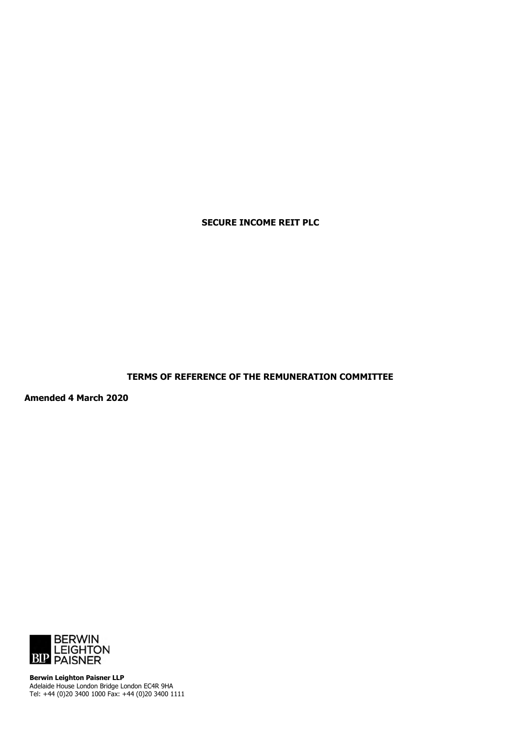**SECURE INCOME REIT PLC**

**TERMS OF REFERENCE OF THE REMUNERATION COMMITTEE**

**Amended 4 March 2020**

BERWIN LEIGHTON PAISNER

**Berwin Leighton Paisner LLP**
Adelaide House London Bridge London EC4R 9HA
Tel: +44 (0)20 3400 1000 Fax: +44 (0)20 3400 1111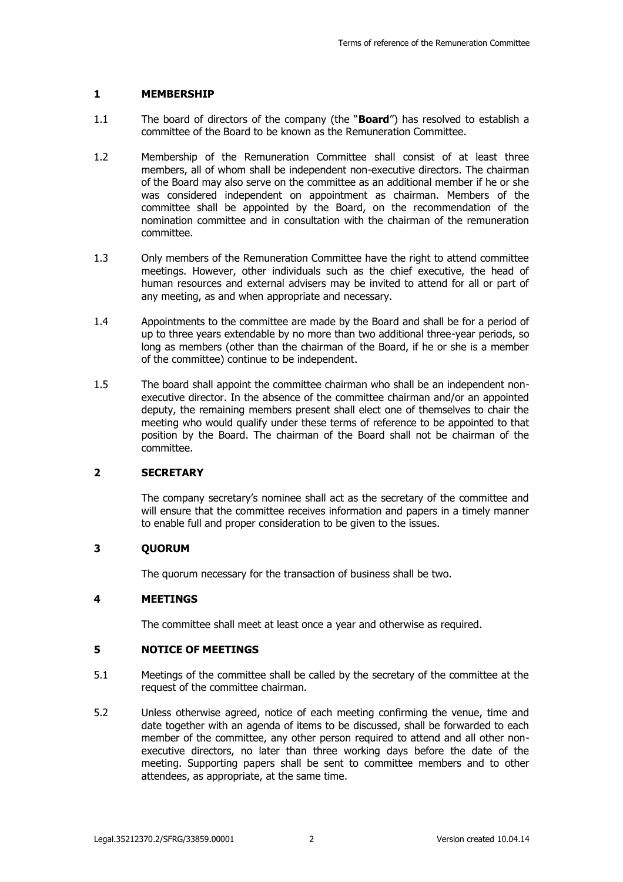## 1 MEMBERSHIP

1.1 The board of directors of the company (the "**Board**") has resolved to establish a committee of the Board to be known as the Remuneration Committee.

1.2 Membership of the Remuneration Committee shall consist of at least three members, all of whom shall be independent non-executive directors. The chairman of the Board may also serve on the committee as an additional member if he or she was considered independent on appointment as chairman. Members of the committee shall be appointed by the Board, on the recommendation of the nomination committee and in consultation with the chairman of the remuneration committee.

1.3 Only members of the Remuneration Committee have the right to attend committee meetings. However, other individuals such as the chief executive, the head of human resources and external advisers may be invited to attend for all or part of any meeting, as and when appropriate and necessary.

1.4 Appointments to the committee are made by the Board and shall be for a period of up to three years extendable by no more than two additional three-year periods, so long as members (other than the chairman of the Board, if he or she is a member of the committee) continue to be independent.

1.5 The board shall appoint the committee chairman who shall be an independent non-executive director. In the absence of the committee chairman and/or an appointed deputy, the remaining members present shall elect one of themselves to chair the meeting who would qualify under these terms of reference to be appointed to that position by the Board. The chairman of the Board shall not be chairman of the committee.

## 2 SECRETARY

The company secretary's nominee shall act as the secretary of the committee and will ensure that the committee receives information and papers in a timely manner to enable full and proper consideration to be given to the issues.

## 3 QUORUM

The quorum necessary for the transaction of business shall be two.

## 4 MEETINGS

The committee shall meet at least once a year and otherwise as required.

## 5 NOTICE OF MEETINGS

5.1 Meetings of the committee shall be called by the secretary of the committee at the request of the committee chairman.

5.2 Unless otherwise agreed, notice of each meeting confirming the venue, time and date together with an agenda of items to be discussed, shall be forwarded to each member of the committee, any other person required to attend and all other non-executive directors, no later than three working days before the date of the meeting. Supporting papers shall be sent to committee members and to other attendees, as appropriate, at the same time.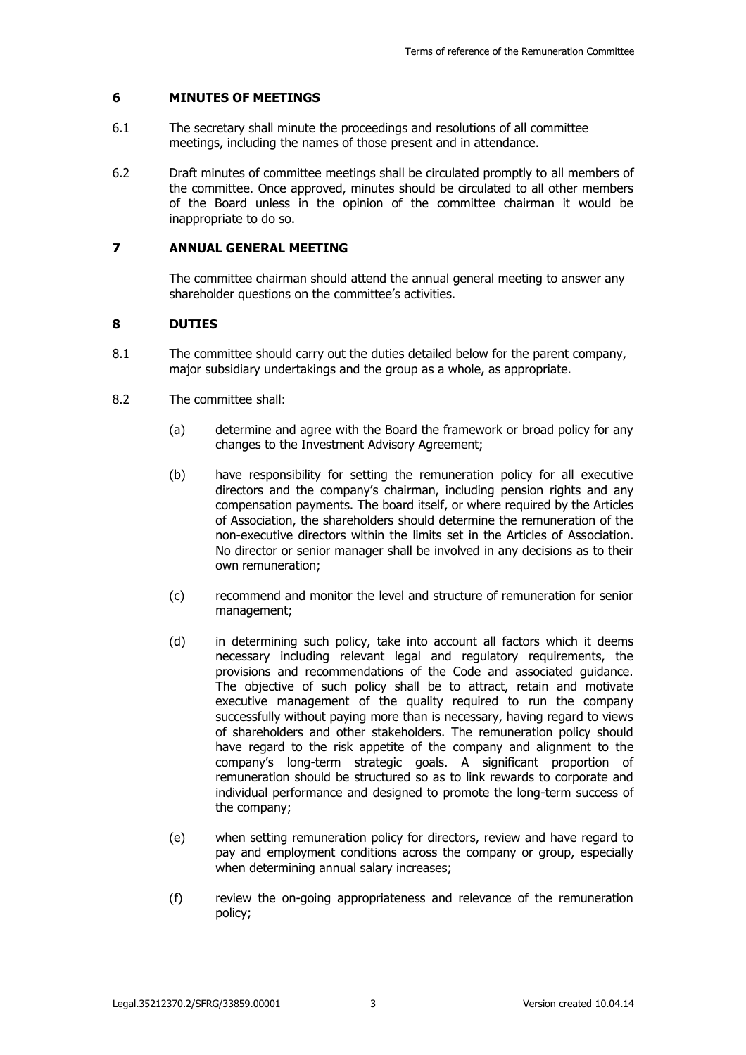## 6 MINUTES OF MEETINGS

6.1 The secretary shall minute the proceedings and resolutions of all committee meetings, including the names of those present and in attendance.

6.2 Draft minutes of committee meetings shall be circulated promptly to all members of the committee. Once approved, minutes should be circulated to all other members of the Board unless in the opinion of the committee chairman it would be inappropriate to do so.

## 7 ANNUAL GENERAL MEETING

The committee chairman should attend the annual general meeting to answer any shareholder questions on the committee's activities.

## 8 DUTIES

8.1 The committee should carry out the duties detailed below for the parent company, major subsidiary undertakings and the group as a whole, as appropriate.

8.2 The committee shall:

(a) determine and agree with the Board the framework or broad policy for any changes to the Investment Advisory Agreement;

(b) have responsibility for setting the remuneration policy for all executive directors and the company's chairman, including pension rights and any compensation payments. The board itself, or where required by the Articles of Association, the shareholders should determine the remuneration of the non-executive directors within the limits set in the Articles of Association. No director or senior manager shall be involved in any decisions as to their own remuneration;

(c) recommend and monitor the level and structure of remuneration for senior management;

(d) in determining such policy, take into account all factors which it deems necessary including relevant legal and regulatory requirements, the provisions and recommendations of the Code and associated guidance. The objective of such policy shall be to attract, retain and motivate executive management of the quality required to run the company successfully without paying more than is necessary, having regard to views of shareholders and other stakeholders. The remuneration policy should have regard to the risk appetite of the company and alignment to the company's long-term strategic goals. A significant proportion of remuneration should be structured so as to link rewards to corporate and individual performance and designed to promote the long-term success of the company;

(e) when setting remuneration policy for directors, review and have regard to pay and employment conditions across the company or group, especially when determining annual salary increases;

(f) review the on-going appropriateness and relevance of the remuneration policy;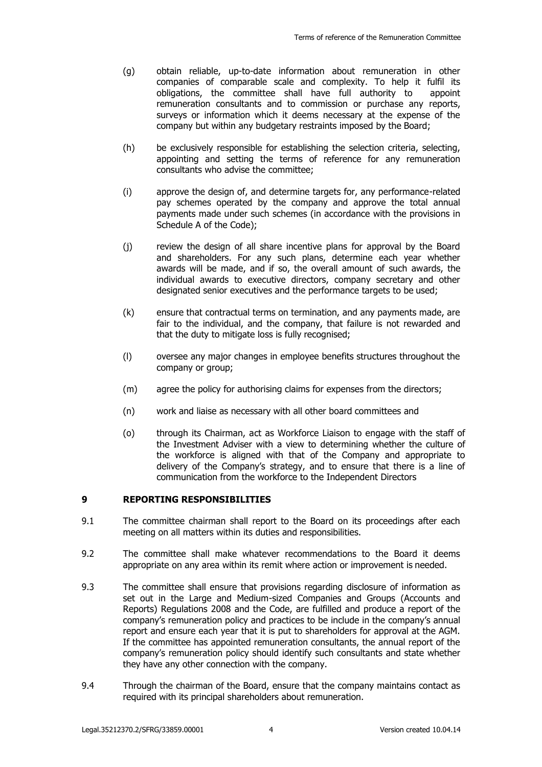(g) obtain reliable, up-to-date information about remuneration in other companies of comparable scale and complexity. To help it fulfil its obligations, the committee shall have full authority to appoint remuneration consultants and to commission or purchase any reports, surveys or information which it deems necessary at the expense of the company but within any budgetary restraints imposed by the Board;

(h) be exclusively responsible for establishing the selection criteria, selecting, appointing and setting the terms of reference for any remuneration consultants who advise the committee;

(i) approve the design of, and determine targets for, any performance-related pay schemes operated by the company and approve the total annual payments made under such schemes (in accordance with the provisions in Schedule A of the Code);

(j) review the design of all share incentive plans for approval by the Board and shareholders. For any such plans, determine each year whether awards will be made, and if so, the overall amount of such awards, the individual awards to executive directors, company secretary and other designated senior executives and the performance targets to be used;

(k) ensure that contractual terms on termination, and any payments made, are fair to the individual, and the company, that failure is not rewarded and that the duty to mitigate loss is fully recognised;

(l) oversee any major changes in employee benefits structures throughout the company or group;

(m) agree the policy for authorising claims for expenses from the directors;

(n) work and liaise as necessary with all other board committees and

(o) through its Chairman, act as Workforce Liaison to engage with the staff of the Investment Adviser with a view to determining whether the culture of the workforce is aligned with that of the Company and appropriate to delivery of the Company's strategy, and to ensure that there is a line of communication from the workforce to the Independent Directors

## 9 REPORTING RESPONSIBILITIES

9.1 The committee chairman shall report to the Board on its proceedings after each meeting on all matters within its duties and responsibilities.

9.2 The committee shall make whatever recommendations to the Board it deems appropriate on any area within its remit where action or improvement is needed.

9.3 The committee shall ensure that provisions regarding disclosure of information as set out in the Large and Medium-sized Companies and Groups (Accounts and Reports) Regulations 2008 and the Code, are fulfilled and produce a report of the company's remuneration policy and practices to be include in the company's annual report and ensure each year that it is put to shareholders for approval at the AGM. If the committee has appointed remuneration consultants, the annual report of the company's remuneration policy should identify such consultants and state whether they have any other connection with the company.

9.4 Through the chairman of the Board, ensure that the company maintains contact as required with its principal shareholders about remuneration.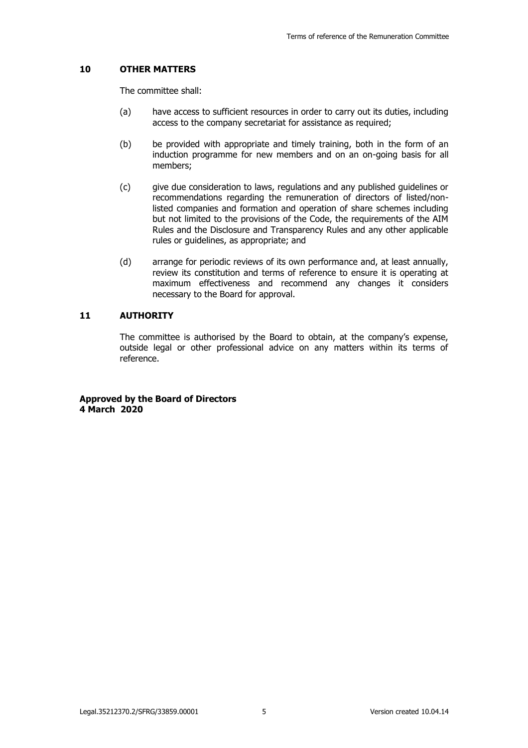## 10 OTHER MATTERS

The committee shall:

(a) have access to sufficient resources in order to carry out its duties, including access to the company secretariat for assistance as required;

(b) be provided with appropriate and timely training, both in the form of an induction programme for new members and on an on-going basis for all members;

(c) give due consideration to laws, regulations and any published guidelines or recommendations regarding the remuneration of directors of listed/non-listed companies and formation and operation of share schemes including but not limited to the provisions of the Code, the requirements of the AIM Rules and the Disclosure and Transparency Rules and any other applicable rules or guidelines, as appropriate; and

(d) arrange for periodic reviews of its own performance and, at least annually, review its constitution and terms of reference to ensure it is operating at maximum effectiveness and recommend any changes it considers necessary to the Board for approval.

## 11 AUTHORITY

The committee is authorised by the Board to obtain, at the company's expense, outside legal or other professional advice on any matters within its terms of reference.

**Approved by the Board of Directors**
**4 March 2020**